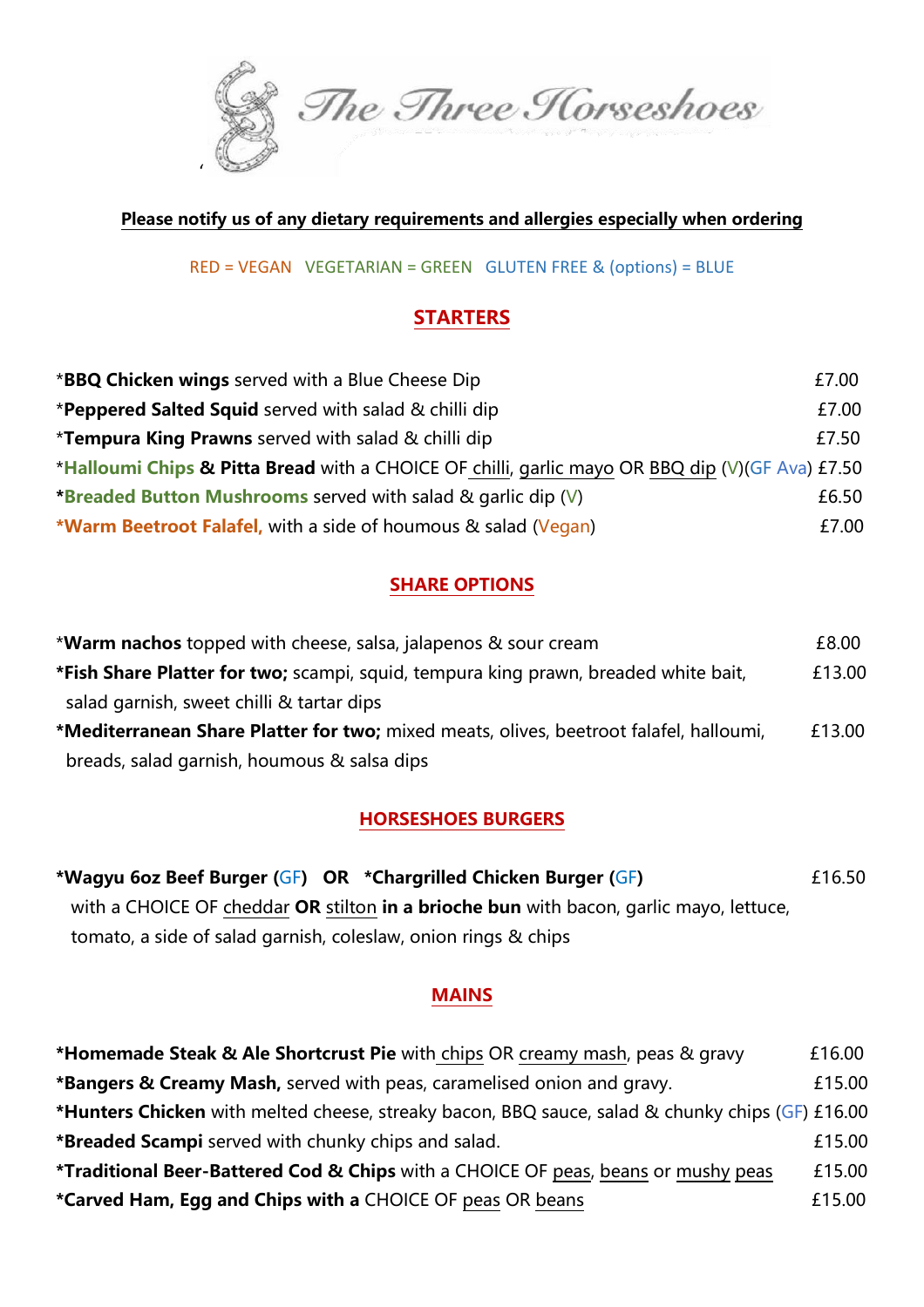# The Three Horseshoes

**Please notify us of any dietary requirements and allergies especially when ordering**

RED = VEGAN   VEGETARIAN = GREEN   GLUTEN FREE & (options) = BLUE

## STARTERS

*__BBQ Chicken wings__ served with a Blue Cheese Dip £7.00

*__Peppered Salted Squid__ served with salad & chilli dip £7.00

*__Tempura King Prawns__ served with salad & chilli dip £7.50

*__Halloumi Chips & Pitta Bread__ with a CHOICE OF chilli, garlic mayo OR BBQ dip (V)(GF Ava) £7.50

*__Breaded Button Mushrooms__ served with salad & garlic dip (V) £6.50

*__Warm Beetroot Falafel,__ with a side of houmous & salad (Vegan) £7.00

## SHARE OPTIONS

*__Warm nachos__ topped with cheese, salsa, jalapenos & sour cream £8.00

*__Fish Share Platter for two;__ scampi, squid, tempura king prawn, breaded white bait, salad garnish, sweet chilli & tartar dips £13.00

*__Mediterranean Share Platter for two;__ mixed meats, olives, beetroot falafel, halloumi, breads, salad garnish, houmous & salsa dips £13.00

## HORSESHOES BURGERS

*__Wagyu 6oz Beef Burger (GF)  OR  *Chargrilled Chicken Burger (GF)__ £16.50
with a CHOICE OF cheddar **OR** stilton **in a brioche bun** with bacon, garlic mayo, lettuce, tomato, a side of salad garnish, coleslaw, onion rings & chips

## MAINS

*__Homemade Steak & Ale Shortcrust Pie__ with chips OR creamy mash, peas & gravy £16.00

*__Bangers & Creamy Mash,__ served with peas, caramelised onion and gravy. £15.00

*__Hunters Chicken__ with melted cheese, streaky bacon, BBQ sauce, salad & chunky chips (GF) £16.00

*__Breaded Scampi__ served with chunky chips and salad. £15.00

*__Traditional Beer-Battered Cod & Chips__ with a CHOICE OF peas, beans or mushy peas £15.00

*__Carved Ham, Egg and Chips with a__ CHOICE OF peas OR beans £15.00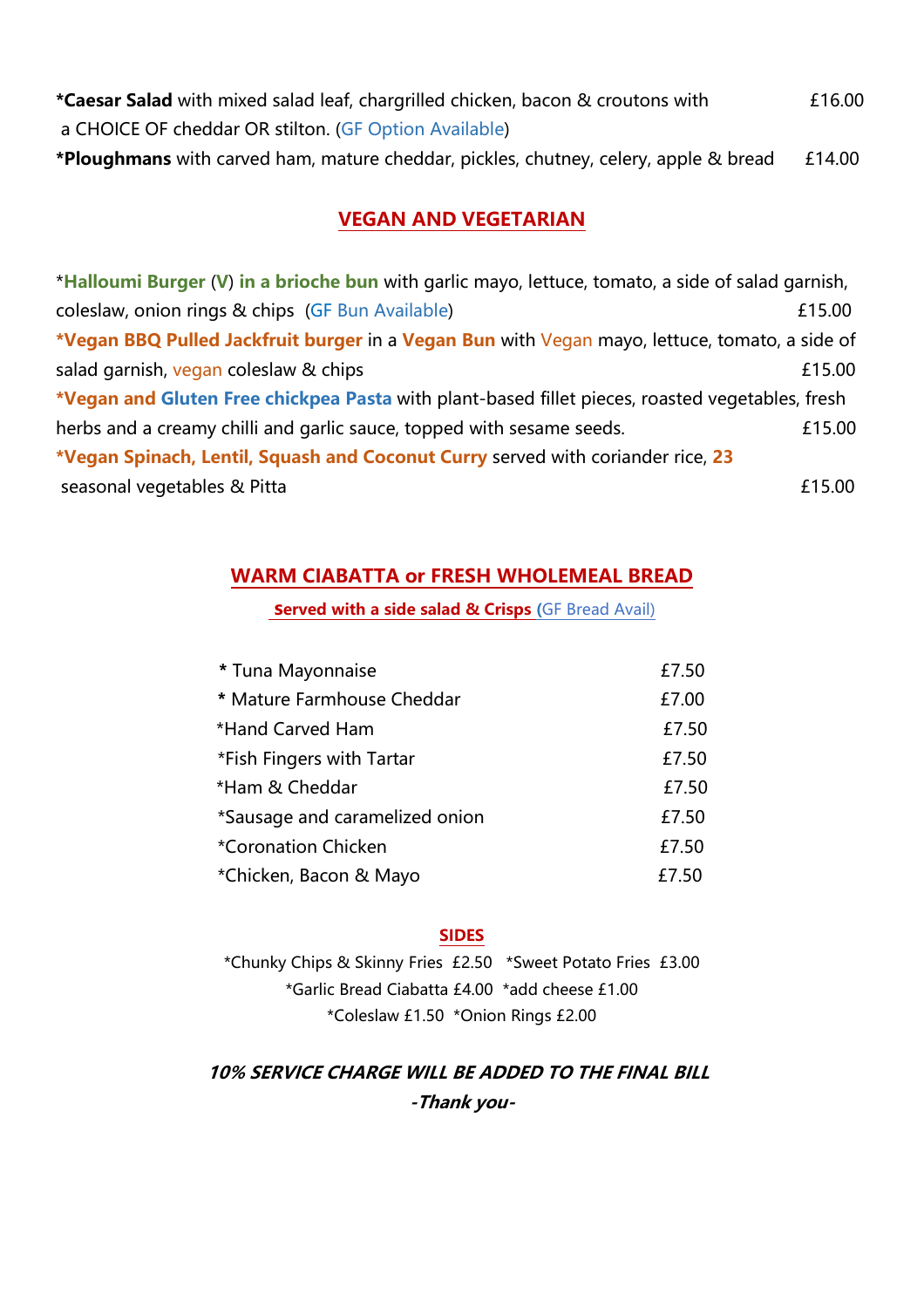**\*Caesar Salad** with mixed salad leaf, chargrilled chicken, bacon & croutons with a CHOICE OF cheddar OR stilton. (GF Option Available) £16.00

**\*Ploughmans** with carved ham, mature cheddar, pickles, chutney, celery, apple & bread £14.00

## VEGAN AND VEGETARIAN

\***Halloumi Burger** (**V**) **in a brioche bun** with garlic mayo, lettuce, tomato, a side of salad garnish, coleslaw, onion rings & chips (GF Bun Available) £15.00

**\*Vegan BBQ Pulled Jackfruit burger** in a **Vegan Bun** with Vegan mayo, lettuce, tomato, a side of salad garnish, vegan coleslaw & chips £15.00

**\*Vegan and Gluten Free chickpea Pasta** with plant-based fillet pieces, roasted vegetables, fresh herbs and a creamy chilli and garlic sauce, topped with sesame seeds. £15.00

**\*Vegan Spinach, Lentil, Squash and Coconut Curry** served with coriander rice, **23** seasonal vegetables & Pitta £15.00

## WARM CIABATTA or FRESH WHOLEMEAL BREAD

**Served with a side salad & Crisps (**GF Bread Avail)

| Item | Price |
|---|---|
| * Tuna Mayonnaise | £7.50 |
| * Mature Farmhouse Cheddar | £7.00 |
| *Hand Carved Ham | £7.50 |
| *Fish Fingers with Tartar | £7.50 |
| *Ham & Cheddar | £7.50 |
| *Sausage and caramelized onion | £7.50 |
| *Coronation Chicken | £7.50 |
| *Chicken, Bacon & Mayo | £7.50 |

## SIDES

*Chunky Chips & Skinny Fries £2.50 *Sweet Potato Fries £3.00

*Garlic Bread Ciabatta £4.00 *add cheese £1.00

*Coleslaw £1.50 *Onion Rings £2.00

***10% SERVICE CHARGE WILL BE ADDED TO THE FINAL BILL***

***-Thank you-***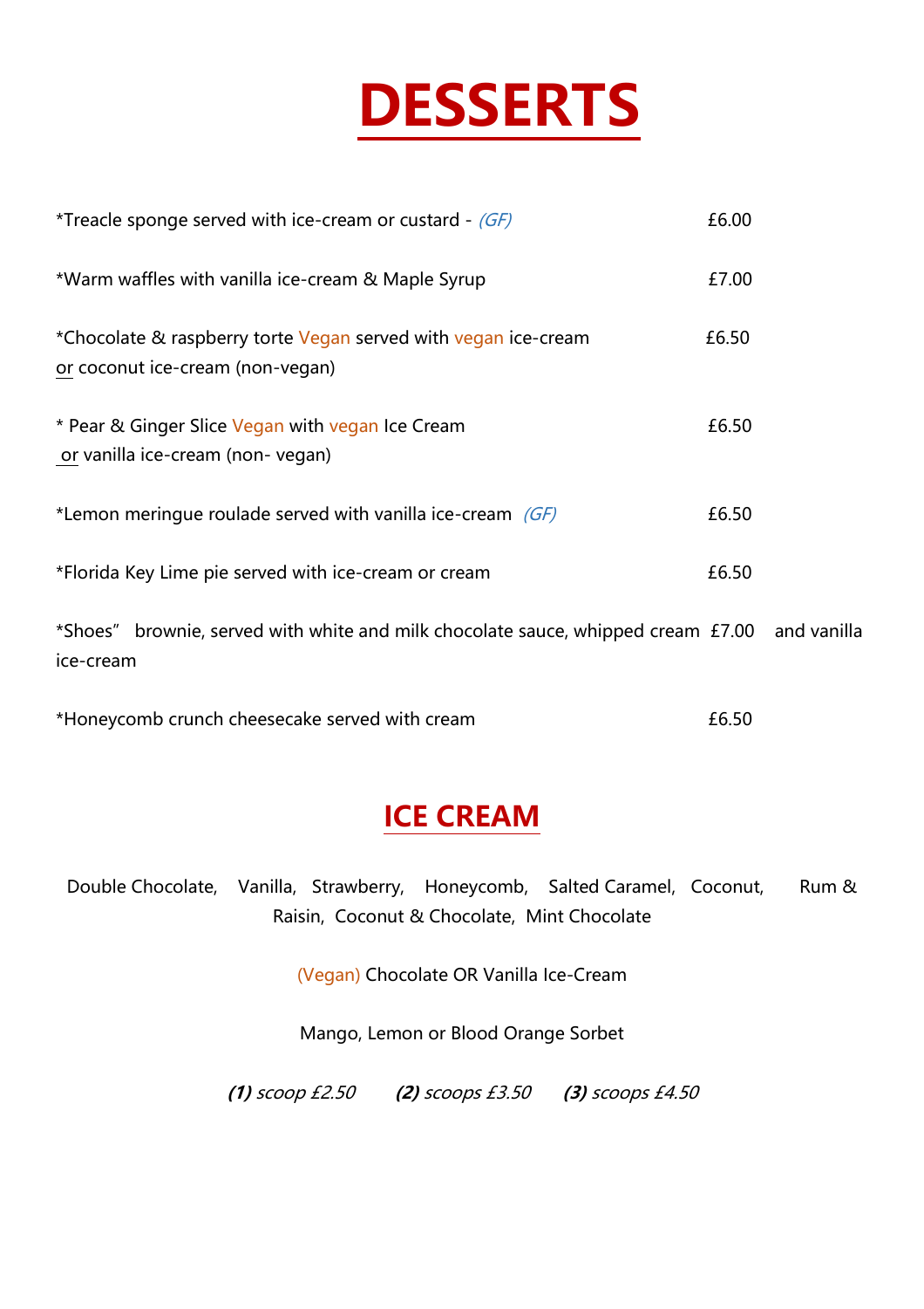# DESSERTS

| | |
|---|---|
| *Treacle sponge served with ice-cream or custard - *(GF)* | £6.00 |
| *Warm waffles with vanilla ice-cream & Maple Syrup | £7.00 |
| *Chocolate & raspberry torte Vegan served with vegan ice-cream or coconut ice-cream (non-vegan) | £6.50 |
| * Pear & Ginger Slice Vegan with vegan Ice Cream or vanilla ice-cream (non- vegan) | £6.50 |
| *Lemon meringue roulade served with vanilla ice-cream *(GF)* | £6.50 |
| *Florida Key Lime pie served with ice-cream or cream | £6.50 |
| *Shoes" brownie, served with white and milk chocolate sauce, whipped cream and vanilla ice-cream | £7.00 |
| *Honeycomb crunch cheesecake served with cream | £6.50 |

## ICE CREAM

Double Chocolate, Vanilla, Strawberry, Honeycomb, Salted Caramel, Coconut, Rum & Raisin, Coconut & Chocolate, Mint Chocolate

(Vegan) Chocolate OR Vanilla Ice-Cream

Mango, Lemon or Blood Orange Sorbet

***(1)** scoop £2.50* ***(2)** scoops £3.50* ***(3)** scoops £4.50*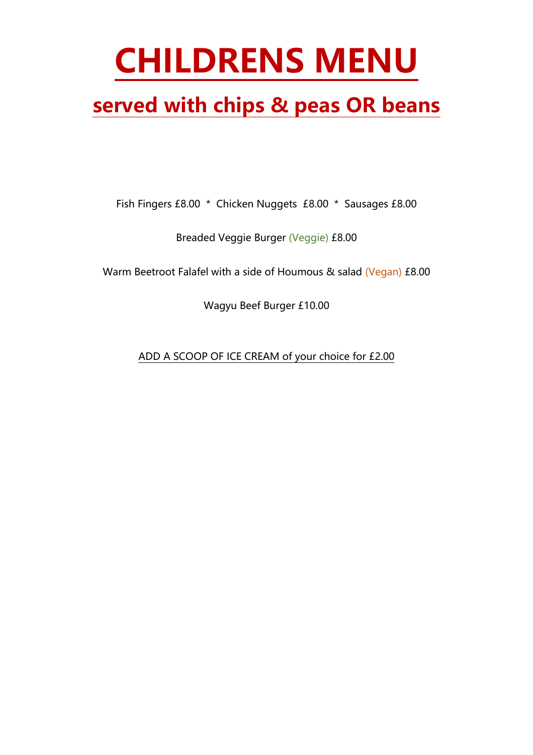# CHILDRENS MENU

## served with chips & peas OR beans

Fish Fingers £8.00 * Chicken Nuggets £8.00 * Sausages £8.00

Breaded Veggie Burger (Veggie) £8.00

Warm Beetroot Falafel with a side of Houmous & salad (Vegan) £8.00

Wagyu Beef Burger £10.00

ADD A SCOOP OF ICE CREAM of your choice for £2.00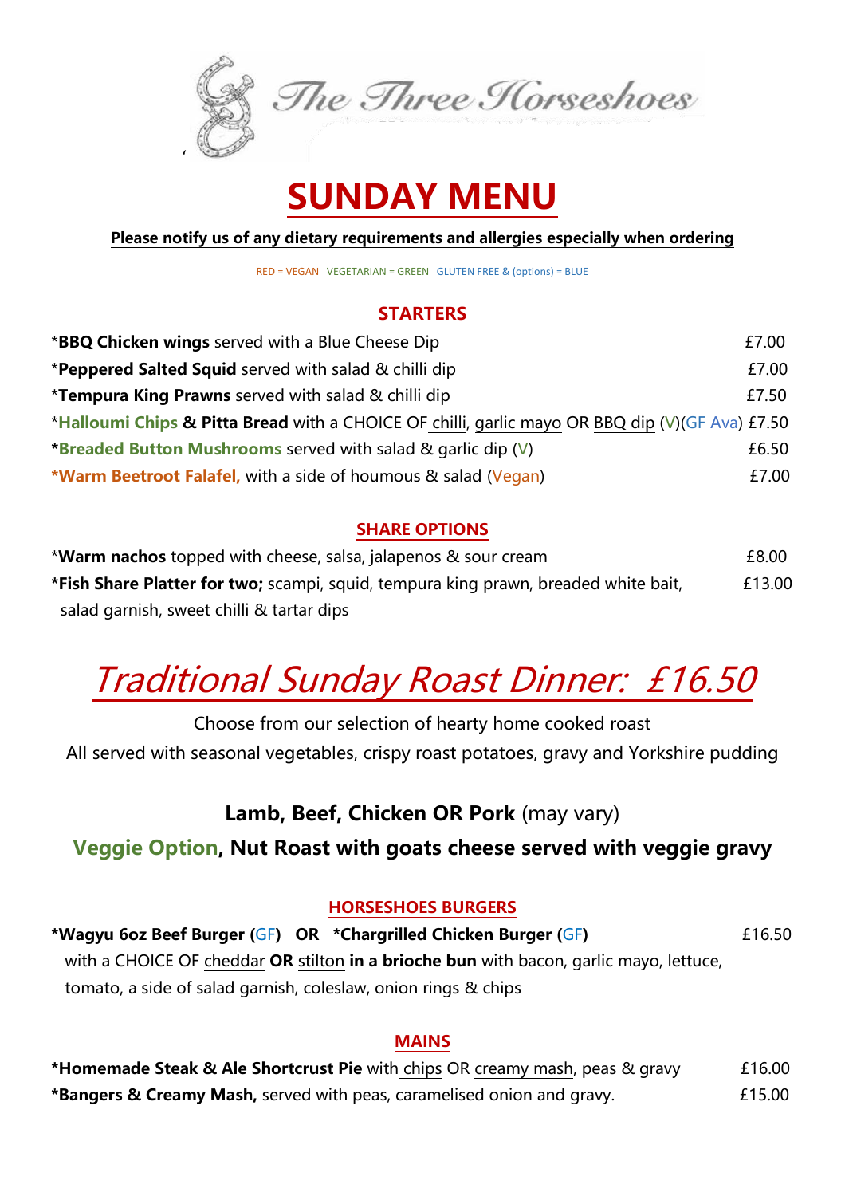# The Three Horseshoes

# SUNDAY MENU

**Please notify us of any dietary requirements and allergies especially when ordering**

RED = VEGAN VEGETARIAN = GREEN GLUTEN FREE & (options) = BLUE

## STARTERS

| | |
|---|---|
| ***BBQ Chicken wings** served with a Blue Cheese Dip | £7.00 |
| ***Peppered Salted Squid** served with salad & chilli dip | £7.00 |
| ***Tempura King Prawns** served with salad & chilli dip | £7.50 |
| ***Halloumi Chips & Pitta Bread** with a CHOICE OF chilli, garlic mayo OR BBQ dip (V)(GF Ava) | £7.50 |
| ***Breaded Button Mushrooms** served with salad & garlic dip (V) | £6.50 |
| ***Warm Beetroot Falafel,** with a side of houmous & salad (Vegan) | £7.00 |

## SHARE OPTIONS

| | |
|---|---|
| ***Warm nachos** topped with cheese, salsa, jalapenos & sour cream | £8.00 |
| ***Fish Share Platter for two;** scampi, squid, tempura king prawn, breaded white bait, salad garnish, sweet chilli & tartar dips | £13.00 |

## *Traditional Sunday Roast Dinner: £16.50*

Choose from our selection of hearty home cooked roast

All served with seasonal vegetables, crispy roast potatoes, gravy and Yorkshire pudding

**Lamb, Beef, Chicken OR Pork** (may vary)

**Veggie Option, Nut Roast with goats cheese served with veggie gravy**

## HORSESHOES BURGERS

***Wagyu 6oz Beef Burger (GF) OR *Chargrilled Chicken Burger (GF)** — £16.50

with a CHOICE OF cheddar **OR** stilton **in a brioche bun** with bacon, garlic mayo, lettuce, tomato, a side of salad garnish, coleslaw, onion rings & chips

## MAINS

| | |
|---|---|
| ***Homemade Steak & Ale Shortcrust Pie** with chips OR creamy mash, peas & gravy | £16.00 |
| ***Bangers & Creamy Mash,** served with peas, caramelised onion and gravy. | £15.00 |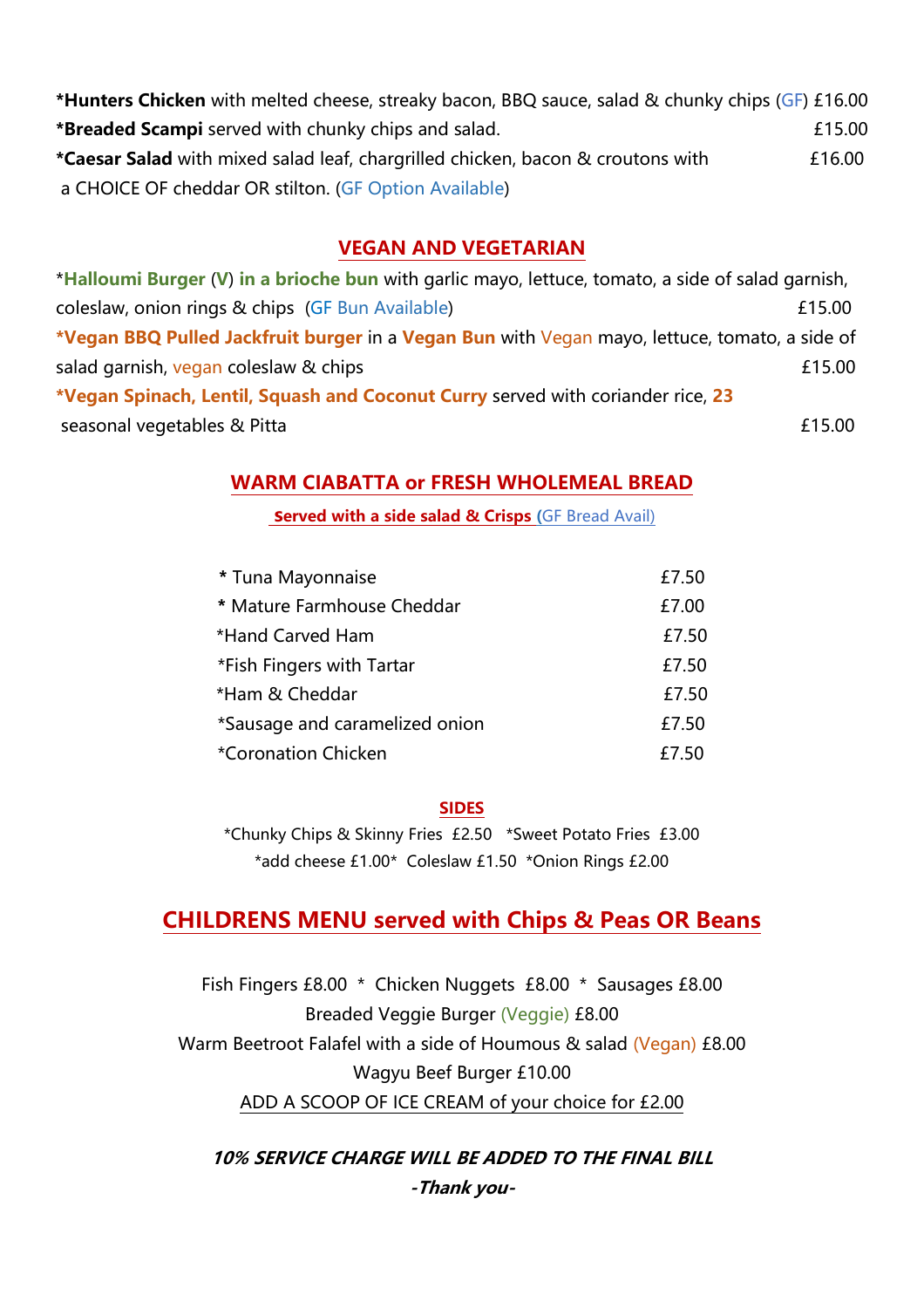**\*Hunters Chicken** with melted cheese, streaky bacon, BBQ sauce, salad & chunky chips (GF) £16.00

**\*Breaded Scampi** served with chunky chips and salad. £15.00

**\*Caesar Salad** with mixed salad leaf, chargrilled chicken, bacon & croutons with a CHOICE OF cheddar OR stilton. (GF Option Available) £16.00

## VEGAN AND VEGETARIAN

\***Halloumi Burger** (**V**) **in a brioche bun** with garlic mayo, lettuce, tomato, a side of salad garnish, coleslaw, onion rings & chips (GF Bun Available) £15.00

**\*Vegan BBQ Pulled Jackfruit burger** in a **Vegan Bun** with Vegan mayo, lettuce, tomato, a side of salad garnish, vegan coleslaw & chips £15.00

**\*Vegan Spinach, Lentil, Squash and Coconut Curry** served with coriander rice, **23** seasonal vegetables & Pitta £15.00

## WARM CIABATTA or FRESH WHOLEMEAL BREAD

**Served with a side salad & Crisps (**GF Bread Avail)

| | |
|---|---|
| * Tuna Mayonnaise | £7.50 |
| * Mature Farmhouse Cheddar | £7.00 |
| *Hand Carved Ham | £7.50 |
| *Fish Fingers with Tartar | £7.50 |
| *Ham & Cheddar | £7.50 |
| *Sausage and caramelized onion | £7.50 |
| *Coronation Chicken | £7.50 |

### SIDES

\*Chunky Chips & Skinny Fries £2.50 \*Sweet Potato Fries £3.00
\*add cheese £1.00\* Coleslaw £1.50 \*Onion Rings £2.00

## CHILDRENS MENU served with Chips & Peas OR Beans

Fish Fingers £8.00 * Chicken Nuggets £8.00 * Sausages £8.00
Breaded Veggie Burger (Veggie) £8.00
Warm Beetroot Falafel with a side of Houmous & salad (Vegan) £8.00
Wagyu Beef Burger £10.00
ADD A SCOOP OF ICE CREAM of your choice for £2.00

***10% SERVICE CHARGE WILL BE ADDED TO THE FINAL BILL***

***-Thank you-***